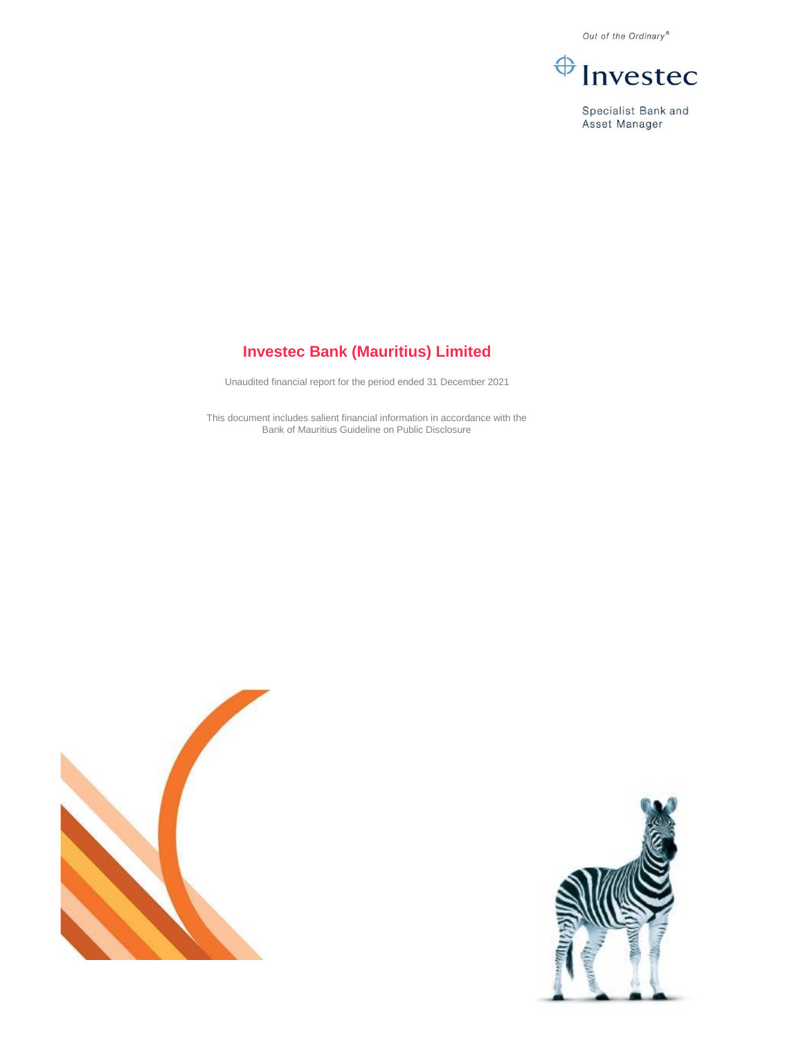Out of the Ordinary®

Investec

Specialist Bank and Asset Manager

# Investec Bank (Mauritius) Limited

Unaudited financial report for the period ended 31 December 2021

This document includes salient financial information in accordance with the Bank of Mauritius Guideline on Public Disclosure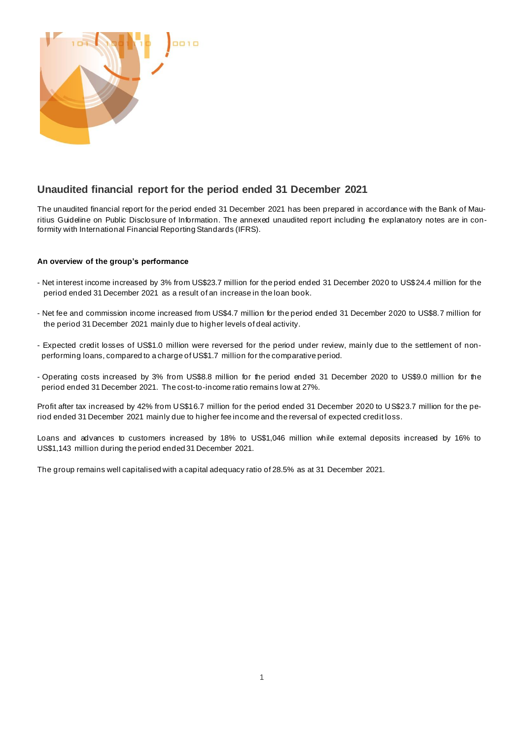## Unaudited financial report for the period ended 31 December 2021

The unaudited financial report for the period ended 31 December 2021 has been prepared in accordance with the Bank of Mauritius Guideline on Public Disclosure of Information. The annexed unaudited report including the explanatory notes are in conformity with International Financial Reporting Standards (IFRS).

**An overview of the group's performance**

- Net interest income increased by 3% from US$23.7 million for the period ended 31 December 2020 to US$24.4 million for the period ended 31 December 2021 as a result of an increase in the loan book.

- Net fee and commission income increased from US$4.7 million for the period ended 31 December 2020 to US$8.7 million for the period 31 December 2021 mainly due to higher levels of deal activity.

- Expected credit losses of US$1.0 million were reversed for the period under review, mainly due to the settlement of non-performing loans, compared to a charge of US$1.7 million for the comparative period.

- Operating costs increased by 3% from US$8.8 million for the period ended 31 December 2020 to US$9.0 million for the period ended 31 December 2021. The cost-to-income ratio remains low at 27%.

Profit after tax increased by 42% from US$16.7 million for the period ended 31 December 2020 to US$23.7 million for the period ended 31 December 2021 mainly due to higher fee income and the reversal of expected credit loss.

Loans and advances to customers increased by 18% to US$1,046 million while external deposits increased by 16% to US$1,143 million during the period ended 31 December 2021.

The group remains well capitalised with a capital adequacy ratio of 28.5% as at 31 December 2021.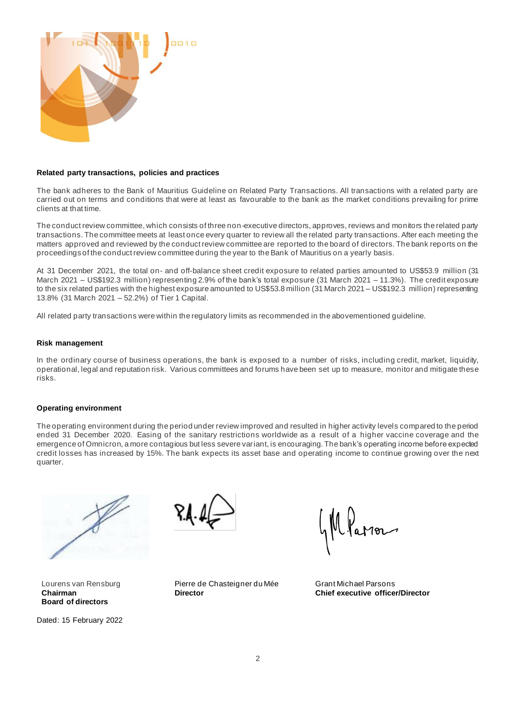**Related party transactions, policies and practices**

The bank adheres to the Bank of Mauritius Guideline on Related Party Transactions. All transactions with a related party are carried out on terms and conditions that were at least as favourable to the bank as the market conditions prevailing for prime clients at that time.

The conduct review committee, which consists of three non-executive directors, approves, reviews and monitors the related party transactions. The committee meets at least once every quarter to review all the related party transactions. After each meeting the matters approved and reviewed by the conduct review committee are reported to the board of directors. The bank reports on the proceedings of the conduct review committee during the year to the Bank of Mauritius on a yearly basis.

At 31 December 2021, the total on- and off-balance sheet credit exposure to related parties amounted to US$53.9 million (31 March 2021 – US$192.3 million) representing 2.9% of the bank's total exposure (31 March 2021 – 11.3%). The credit exposure to the six related parties with the highest exposure amounted to US$53.8 million (31 March 2021 – US$192.3 million) representing 13.8% (31 March 2021 – 52.2%) of Tier 1 Capital.

All related party transactions were within the regulatory limits as recommended in the abovementioned guideline.

**Risk management**

In the ordinary course of business operations, the bank is exposed to a number of risks, including credit, market, liquidity, operational, legal and reputation risk. Various committees and forums have been set up to measure, monitor and mitigate these risks.

**Operating environment**

The operating environment during the period under review improved and resulted in higher activity levels compared to the period ended 31 December 2020. Easing of the sanitary restrictions worldwide as a result of a higher vaccine coverage and the emergence of Omnicron, a more contagious but less severe variant, is encouraging. The bank's operating income before expected credit losses has increased by 15%. The bank expects its asset base and operating income to continue growing over the next quarter.

Lourens van Rensburg
**Chairman**
**Board of directors**

Pierre de Chasteigner du Mée
**Director**

Grant Michael Parsons
**Chief executive officer/Director**

Dated: 15 February 2022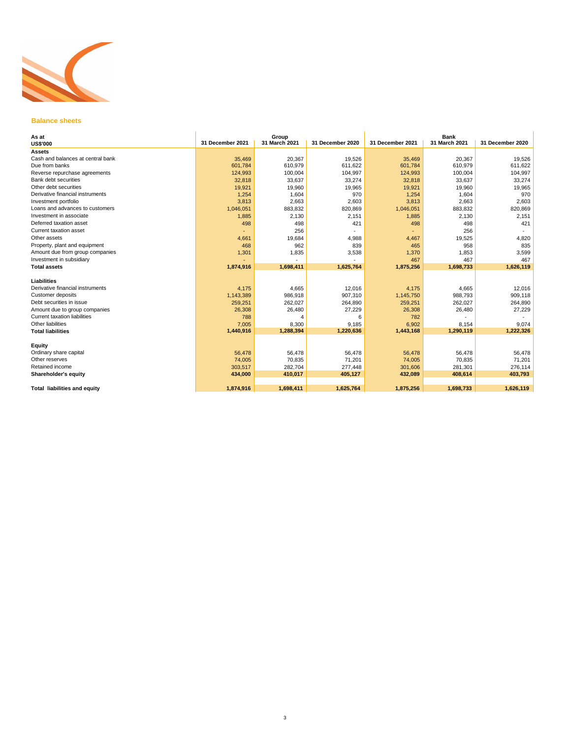## Balance sheets

| As at<br>US$'000 | Group<br>31 December 2021 | <br>31 March 2021 | <br>31 December 2020 | Bank<br>31 December 2021 | <br>31 March 2021 | <br>31 December 2020 |
|---|---|---|---|---|---|---|
| **Assets** | | | | | | |
| Cash and balances at central bank | 35,469 | 20,367 | 19,526 | 35,469 | 20,367 | 19,526 |
| Due from banks | 601,784 | 610,979 | 611,622 | 601,784 | 610,979 | 611,622 |
| Reverse repurchase agreements | 124,993 | 100,004 | 104,997 | 124,993 | 100,004 | 104,997 |
| Bank debt securities | 32,818 | 33,637 | 33,274 | 32,818 | 33,637 | 33,274 |
| Other debt securities | 19,921 | 19,960 | 19,965 | 19,921 | 19,960 | 19,965 |
| Derivative financial instruments | 1,254 | 1,604 | 970 | 1,254 | 1,604 | 970 |
| Investment portfolio | 3,813 | 2,663 | 2,603 | 3,813 | 2,663 | 2,603 |
| Loans and advances to customers | 1,046,051 | 883,832 | 820,869 | 1,046,051 | 883,832 | 820,869 |
| Investment in associate | 1,885 | 2,130 | 2,151 | 1,885 | 2,130 | 2,151 |
| Deferred taxation asset | 498 | 498 | 421 | 498 | 498 | 421 |
| Current taxation asset | - | 256 | - | - | 256 | - |
| Other assets | 4,661 | 19,684 | 4,988 | 4,467 | 19,525 | 4,820 |
| Property, plant and equipment | 468 | 962 | 839 | 465 | 958 | 835 |
| Amount due from group companies | 1,301 | 1,835 | 3,538 | 1,370 | 1,853 | 3,599 |
| Investment in subsidiary | - | - | - | 467 | 467 | 467 |
| **Total assets** | **1,874,916** | **1,698,411** | **1,625,764** | **1,875,256** | **1,698,733** | **1,626,119** |
| | | | | | | |
| **Liabilities** | | | | | | |
| Derivative financial instruments | 4,175 | 4,665 | 12,016 | 4,175 | 4,665 | 12,016 |
| Customer deposits | 1,143,389 | 986,918 | 907,310 | 1,145,750 | 988,793 | 909,118 |
| Debt securities in issue | 259,251 | 262,027 | 264,890 | 259,251 | 262,027 | 264,890 |
| Amount due to group companies | 26,308 | 26,480 | 27,229 | 26,308 | 26,480 | 27,229 |
| Current taxation liabilities | 788 | 4 | 6 | 782 | - | - |
| Other liabilities | 7,005 | 8,300 | 9,185 | 6,902 | 8,154 | 9,074 |
| **Total liabilities** | **1,440,916** | **1,288,394** | **1,220,636** | **1,443,168** | **1,290,119** | **1,222,326** |
| | | | | | | |
| **Equity** | | | | | | |
| Ordinary share capital | 56,478 | 56,478 | 56,478 | 56,478 | 56,478 | 56,478 |
| Other reserves | 74,005 | 70,835 | 71,201 | 74,005 | 70,835 | 71,201 |
| Retained income | 303,517 | 282,704 | 277,448 | 301,606 | 281,301 | 276,114 |
| **Shareholder's equity** | **434,000** | **410,017** | **405,127** | **432,089** | **408,614** | **403,793** |
| | | | | | | |
| **Total liabilities and equity** | **1,874,916** | **1,698,411** | **1,625,764** | **1,875,256** | **1,698,733** | **1,626,119** |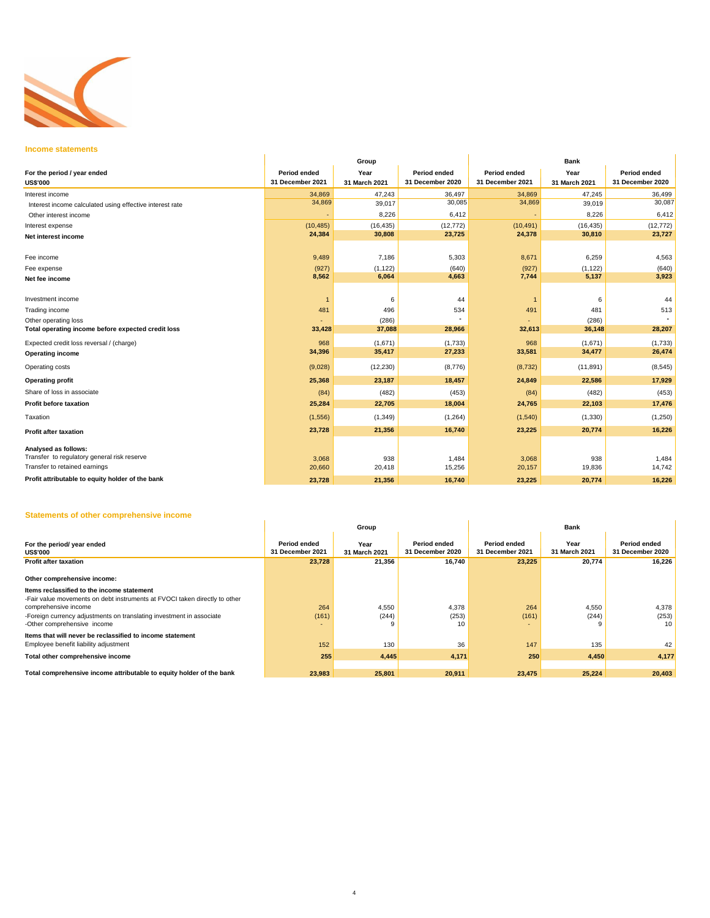## Income statements

| For the period / year ended<br>US$'000 | Group<br>Period ended<br>31 December 2021 | Year<br>31 March 2021 | Period ended<br>31 December 2020 | Bank<br>Period ended<br>31 December 2021 | Year<br>31 March 2021 | Period ended<br>31 December 2020 |
|---|---|---|---|---|---|---|
| Interest income | 34,869 | 47,243 | 36,497 | 34,869 | 47,245 | 36,499 |
| Interest income calculated using effective interest rate | 34,869 | 39,017 | 30,085 | 34,869 | 39,019 | 30,087 |
| Other interest income | - | 8,226 | 6,412 | - | 8,226 | 6,412 |
| Interest expense | (10,485) | (16,435) | (12,772) | (10,491) | (16,435) | (12,772) |
| **Net interest income** | **24,384** | **30,808** | **23,725** | **24,378** | **30,810** | **23,727** |
| | | | | | | |
| Fee income | 9,489 | 7,186 | 5,303 | 8,671 | 6,259 | 4,563 |
| Fee expense | (927) | (1,122) | (640) | (927) | (1,122) | (640) |
| **Net fee income** | **8,562** | **6,064** | **4,663** | **7,744** | **5,137** | **3,923** |
| | | | | | | |
| Investment income | 1 | 6 | 44 | 1 | 6 | 44 |
| Trading income | 481 | 496 | 534 | 491 | 481 | 513 |
| Other operating loss | - | (286) | - | - | (286) | - |
| **Total operating income before expected credit loss** | **33,428** | **37,088** | **28,966** | **32,613** | **36,148** | **28,207** |
| Expected credit loss reversal / (charge) | 968 | (1,671) | (1,733) | 968 | (1,671) | (1,733) |
| **Operating income** | **34,396** | **35,417** | **27,233** | **33,581** | **34,477** | **26,474** |
| Operating costs | (9,028) | (12,230) | (8,776) | (8,732) | (11,891) | (8,545) |
| **Operating profit** | **25,368** | **23,187** | **18,457** | **24,849** | **22,586** | **17,929** |
| Share of loss in associate | (84) | (482) | (453) | (84) | (482) | (453) |
| **Profit before taxation** | **25,284** | **22,705** | **18,004** | **24,765** | **22,103** | **17,476** |
| Taxation | (1,556) | (1,349) | (1,264) | (1,540) | (1,330) | (1,250) |
| **Profit after taxation** | **23,728** | **21,356** | **16,740** | **23,225** | **20,774** | **16,226** |
| | | | | | | |
| **Analysed as follows:** | | | | | | |
| Transfer to regulatory general risk reserve | 3,068 | 938 | 1,484 | 3,068 | 938 | 1,484 |
| Transfer to retained earnings | 20,660 | 20,418 | 15,256 | 20,157 | 19,836 | 14,742 |
| **Profit attributable to equity holder of the bank** | **23,728** | **21,356** | **16,740** | **23,225** | **20,774** | **16,226** |

## Statements of other comprehensive income

| For the period/ year ended<br>US$'000 | Group<br>Period ended<br>31 December 2021 | Year<br>31 March 2021 | Period ended<br>31 December 2020 | Bank<br>Period ended<br>31 December 2021 | Year<br>31 March 2021 | Period ended<br>31 December 2020 |
|---|---|---|---|---|---|---|
| **Profit after taxation** | **23,728** | **21,356** | **16,740** | **23,225** | **20,774** | **16,226** |
| | | | | | | |
| **Other comprehensive income:** | | | | | | |
| **Items reclassified to the income statement** | | | | | | |
| -Fair value movements on debt instruments at FVOCI taken directly to other comprehensive income | 264 | 4,550 | 4,378 | 264 | 4,550 | 4,378 |
| -Foreign currency adjustments on translating investment in associate | (161) | (244) | (253) | (161) | (244) | (253) |
| -Other comprehensive income | - | 9 | 10 | - | 9 | 10 |
| **Items that will never be reclassified to income statement** | | | | | | |
| Employee benefit liability adjustment | 152 | 130 | 36 | 147 | 135 | 42 |
| **Total other comprehensive income** | **255** | **4,445** | **4,171** | **250** | **4,450** | **4,177** |
| | | | | | | |
| **Total comprehensive income attributable to equity holder of the bank** | **23,983** | **25,801** | **20,911** | **23,475** | **25,224** | **20,403** |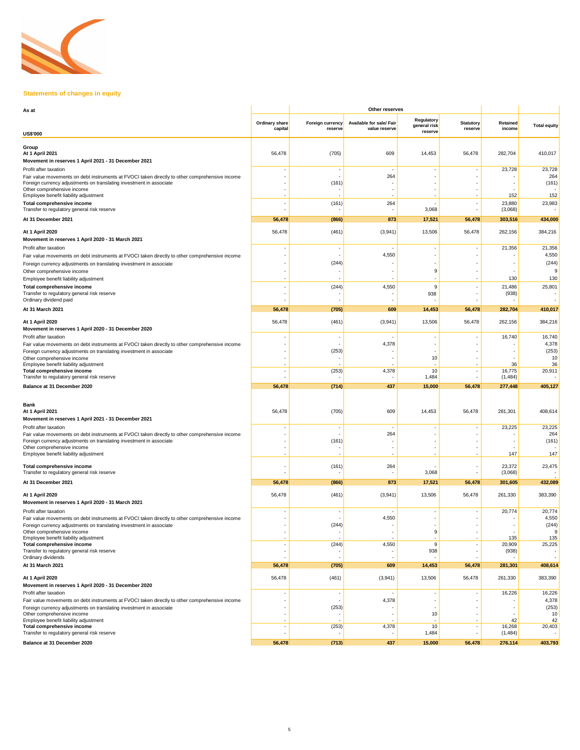## Statements of changes in equity

| As at<br>US$'000 | Ordinary share capital | Other reserves<br>Foreign currency reserve | Available for sale/ Fair value reserve | Regulatory general risk reserve | Statutory reserve | Retained income | Total equity |
|---|---|---|---|---|---|---|---|
| **Group** | | | | | | | |
| **At 1 April 2021** | 56,478 | (705) | 609 | 14,453 | 56,478 | 282,704 | 410,017 |
| **Movement in reserves 1 April 2021 - 31 December 2021** | | | | | | | |
| Profit after taxation | - | - | - | - | - | 23,728 | 23,728 |
| Fair value movements on debt instruments at FVOCI taken directly to other comprehensive income | - | - | 264 | - | - | - | 264 |
| Foreign currency adjustments on translating investment in associate | - | (161) | - | - | - | - | (161) |
| Other comprehensive income | - | - | - | - | - | - | - |
| Employee benefit liability adjustment | - | - | - | - | - | 152 | 152 |
| **Total comprehensive income** | - | (161) | 264 | - | - | 23,880 | 23,983 |
| Transfer to regulatory general risk reserve | - | - | - | 3,068 | - | (3,068) | - |
| **At 31 December 2021** | **56,478** | **(866)** | **873** | **17,521** | **56,478** | **303,516** | **434,000** |
| **At 1 April 2020** | 56,478 | (461) | (3,941) | 13,506 | 56,478 | 262,156 | 384,216 |
| **Movement in reserves 1 April 2020 - 31 March 2021** | | | | | | | |
| Profit after taxation | - | - | - | - | - | 21,356 | 21,356 |
| Fair value movements on debt instruments at FVOCI taken directly to other comprehensive income | - | - | 4,550 | - | - | - | 4,550 |
| Foreign currency adjustments on translating investment in associate | - | (244) | - | - | - | - | (244) |
| Other comprehensive income | - | - | - | 9 | - | - | 9 |
| Employee benefit liability adjustment | - | - | - | - | - | 130 | 130 |
| **Total comprehensive income** | - | (244) | 4,550 | 9 | - | 21,486 | 25,801 |
| Transfer to regulatory general risk reserve | - | - | - | 938 | - | (938) | - |
| Ordinary dividend paid | - | - | - | - | - | - | - |
| **At 31 March 2021** | **56,478** | **(705)** | **609** | **14,453** | **56,478** | **282,704** | **410,017** |
| **At 1 April 2020** | 56,478 | (461) | (3,941) | 13,506 | 56,478 | 262,156 | 384,216 |
| **Movement in reserves 1 April 2020 - 31 December 2020** | | | | | | | |
| Profit after taxation | - | - | - | - | - | 16,740 | 16,740 |
| Fair value movements on debt instruments at FVOCI taken directly to other comprehensive income | - | - | 4,378 | - | - | - | 4,378 |
| Foreign currency adjustments on translating investment in associate | - | (253) | - | - | - | - | (253) |
| Other comprehensive income | - | - | - | 10 | - | - | 10 |
| Employee benefit liability adjustment | - | - | - | - | - | 36 | 36 |
| **Total comprehensive income** | - | (253) | 4,378 | 10 | - | 16,775 | 20,911 |
| Transfer to regulatory general risk reserve | - | - | - | 1,484 | - | (1,484) | - |
| **Balance at 31 December 2020** | **56,478** | **(714)** | **437** | **15,000** | **56,478** | **277,448** | **405,127** |
| **Bank** | | | | | | | |
| **At 1 April 2021** | 56,478 | (705) | 609 | 14,453 | 56,478 | 281,301 | 408,614 |
| **Movement in reserves 1 April 2021 - 31 December 2021** | | | | | | | |
| Profit after taxation | - | - | - | - | - | 23,225 | 23,225 |
| Fair value movements on debt instruments at FVOCI taken directly to other comprehensive income | - | - | 264 | - | - | - | 264 |
| Foreign currency adjustments on translating investment in associate | - | (161) | - | - | - | - | (161) |
| Other comprehensive income | - | - | - | - | - | - | - |
| Employee benefit liability adjustment | - | - | - | - | - | 147 | 147 |
| **Total comprehensive income** | - | (161) | 264 | - | - | 23,372 | 23,475 |
| Transfer to regulatory general risk reserve | - | - | - | 3,068 | - | (3,068) | - |
| **At 31 December 2021** | **56,478** | **(866)** | **873** | **17,521** | **56,478** | **301,605** | **432,089** |
| **At 1 April 2020** | 56,478 | (461) | (3,941) | 13,506 | 56,478 | 261,330 | 383,390 |
| **Movement in reserves 1 April 2020 - 31 March 2021** | | | | | | | |
| Profit after taxation | - | - | - | - | - | 20,774 | 20,774 |
| Fair value movements on debt instruments at FVOCI taken directly to other comprehensive income | - | - | 4,550 | - | - | - | 4,550 |
| Foreign currency adjustments on translating investment in associate | - | (244) | - | - | - | - | (244) |
| Other comprehensive income | - | - | - | 9 | - | - | 9 |
| Employee benefit liability adjustment | - | - | - | - | - | 135 | 135 |
| **Total comprehensive income** | - | (244) | 4,550 | 9 | - | 20,909 | 25,225 |
| Transfer to regulatory general risk reserve | - | - | - | 938 | - | (938) | - |
| Ordinary dividends | - | - | - | - | - | - | - |
| **At 31 March 2021** | **56,478** | **(705)** | **609** | **14,453** | **56,478** | **281,301** | **408,614** |
| **At 1 April 2020** | 56,478 | (461) | (3,941) | 13,506 | 56,478 | 261,330 | 383,390 |
| **Movement in reserves 1 April 2020 - 31 December 2020** | | | | | | | |
| Profit after taxation | - | - | - | - | - | 16,226 | 16,226 |
| Fair value movements on debt instruments at FVOCI taken directly to other comprehensive income | - | - | 4,378 | - | - | - | 4,378 |
| Foreign currency adjustments on translating investment in associate | - | (253) | - | - | - | - | (253) |
| Other comprehensive income | - | - | - | 10 | - | - | 10 |
| Employee benefit liability adjustment | - | - | - | - | - | 42 | 42 |
| **Total comprehensive income** | - | (253) | 4,378 | 10 | - | 16,268 | 20,403 |
| Transfer to regulatory general risk reserve | - | - | - | 1,484 | - | (1,484) | - |
| **Balance at 31 December 2020** | **56,478** | **(713)** | **437** | **15,000** | **56,478** | **276,114** | **403,793** |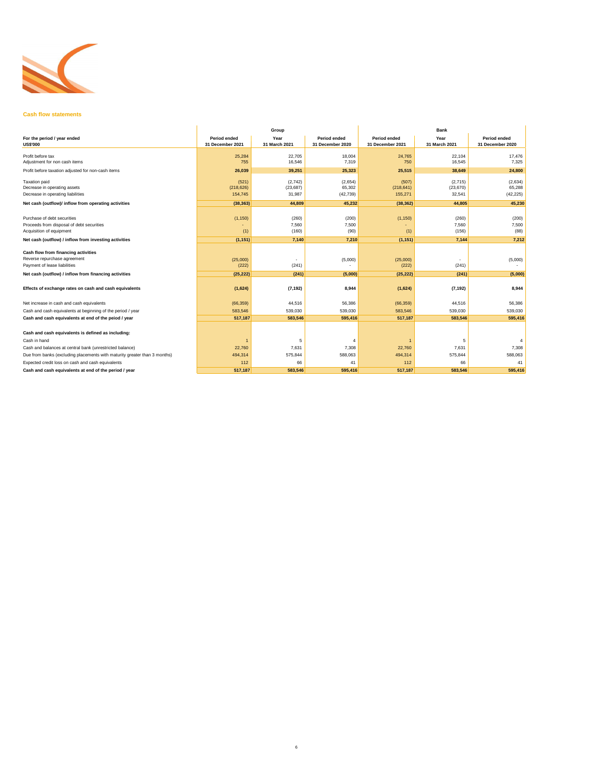## Cash flow statements

| For the period / year ended<br>US$'000 | Group<br>Period ended<br>31 December 2021 | Group<br>Year<br>31 March 2021 | Group<br>Period ended<br>31 December 2020 | Bank<br>Period ended<br>31 December 2021 | Bank<br>Year<br>31 March 2021 | Bank<br>Period ended<br>31 December 2020 |
|---|---|---|---|---|---|---|
| Profit before tax | 25,284 | 22,705 | 18,004 | 24,765 | 22,104 | 17,476 |
| Adjustment for non cash items | 755 | 16,546 | 7,319 | 750 | 16,545 | 7,325 |
| Profit before taxation adjusted for non-cash items | **26,039** | **39,251** | **25,323** | **25,515** | **38,649** | **24,800** |
| Taxation paid | (521) | (2,742) | (2,654) | (507) | (2,715) | (2,634) |
| Decrease in operating assets | (218,626) | (23,687) | 65,302 | (218,641) | (23,670) | 65,288 |
| Decrease in operating liabilities | 154,745 | 31,987 | (42,739) | 155,271 | 32,541 | (42,225) |
| **Net cash (outflow)/ inflow from operating activities** | **(38,363)** | **44,809** | **45,232** | **(38,362)** | **44,805** | **45,230** |
| Purchase of debt securities | (1,150) | (260) | (200) | (1,150) | (260) | (200) |
| Proceeds from disposal of debt securities | - | 7,560 | 7,500 | - | 7,560 | 7,500 |
| Acquisition of equipment | (1) | (160) | (90) | (1) | (156) | (88) |
| **Net cash (outflow) / inflow from investing activities** | **(1,151)** | **7,140** | **7,210** | **(1,151)** | **7,144** | **7,212** |
| **Cash flow from financing activities** | | | | | | |
| Reverse repurchase agreement | (25,000) | - | (5,000) | (25,000) | - | (5,000) |
| Payment of lease liabilities | (222) | (241) | - | (222) | (241) | - |
| **Net cash (outflow) / inflow from financing activities** | **(25,222)** | **(241)** | **(5,000)** | **(25,222)** | **(241)** | **(5,000)** |
| **Effects of exchange rates on cash and cash equivalents** | **(1,624)** | **(7,192)** | **8,944** | **(1,624)** | **(7,192)** | **8,944** |
| Net increase in cash and cash equivalents | (66,359) | 44,516 | 56,386 | (66,359) | 44,516 | 56,386 |
| Cash and cash equivalents at beginning of the period / year | 583,546 | 539,030 | 539,030 | 583,546 | 539,030 | 539,030 |
| **Cash and cash equivalents at end of the peiod / year** | **517,187** | **583,546** | **595,416** | **517,187** | **583,546** | **595,416** |
| **Cash and cash equivalents is defined as including:** | | | | | | |
| Cash in hand | 1 | 5 | 4 | 1 | 5 | 4 |
| Cash and balances at central bank (unrestricted balance) | 22,760 | 7,631 | 7,308 | 22,760 | 7,631 | 7,308 |
| Due from banks (excluding placements with maturity greater than 3 months) | 494,314 | 575,844 | 588,063 | 494,314 | 575,844 | 588,063 |
| Expected credit loss on cash and cash equivalents | 112 | 66 | 41 | 112 | 66 | 41 |
| **Cash and cash equivalents at end of the period / year** | **517,187** | **583,546** | **595,416** | **517,187** | **583,546** | **595,416** |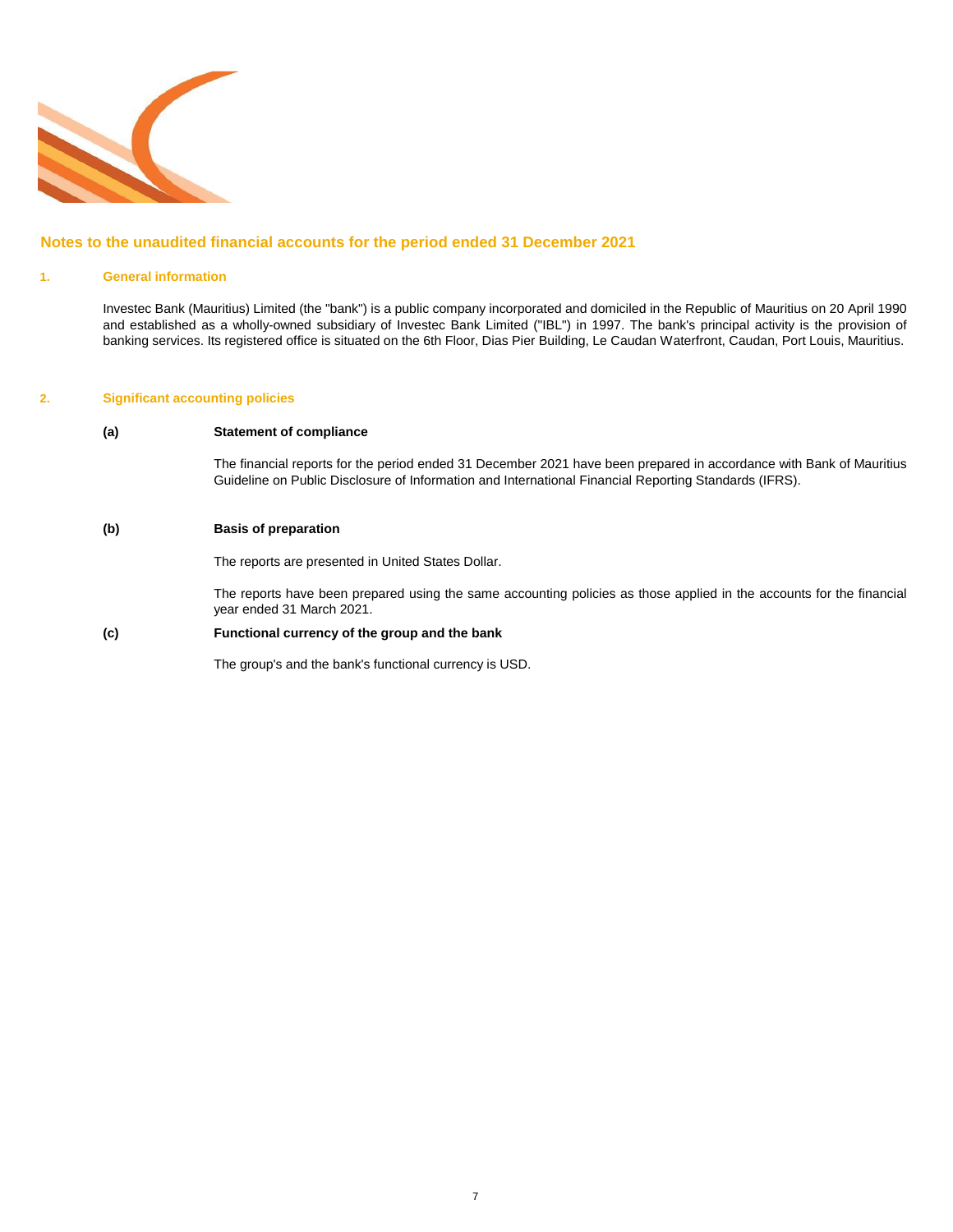# Notes to the unaudited financial accounts for the period ended 31 December 2021

## 1. General information

Investec Bank (Mauritius) Limited (the "bank") is a public company incorporated and domiciled in the Republic of Mauritius on 20 April 1990 and established as a wholly-owned subsidiary of Investec Bank Limited ("IBL") in 1997. The bank's principal activity is the provision of banking services. Its registered office is situated on the 6th Floor, Dias Pier Building, Le Caudan Waterfront, Caudan, Port Louis, Mauritius.

## 2. Significant accounting policies

### (a) Statement of compliance

The financial reports for the period ended 31 December 2021 have been prepared in accordance with Bank of Mauritius Guideline on Public Disclosure of Information and International Financial Reporting Standards (IFRS).

### (b) Basis of preparation

The reports are presented in United States Dollar.

The reports have been prepared using the same accounting policies as those applied in the accounts for the financial year ended 31 March 2021.

### (c) Functional currency of the group and the bank

The group's and the bank's functional currency is USD.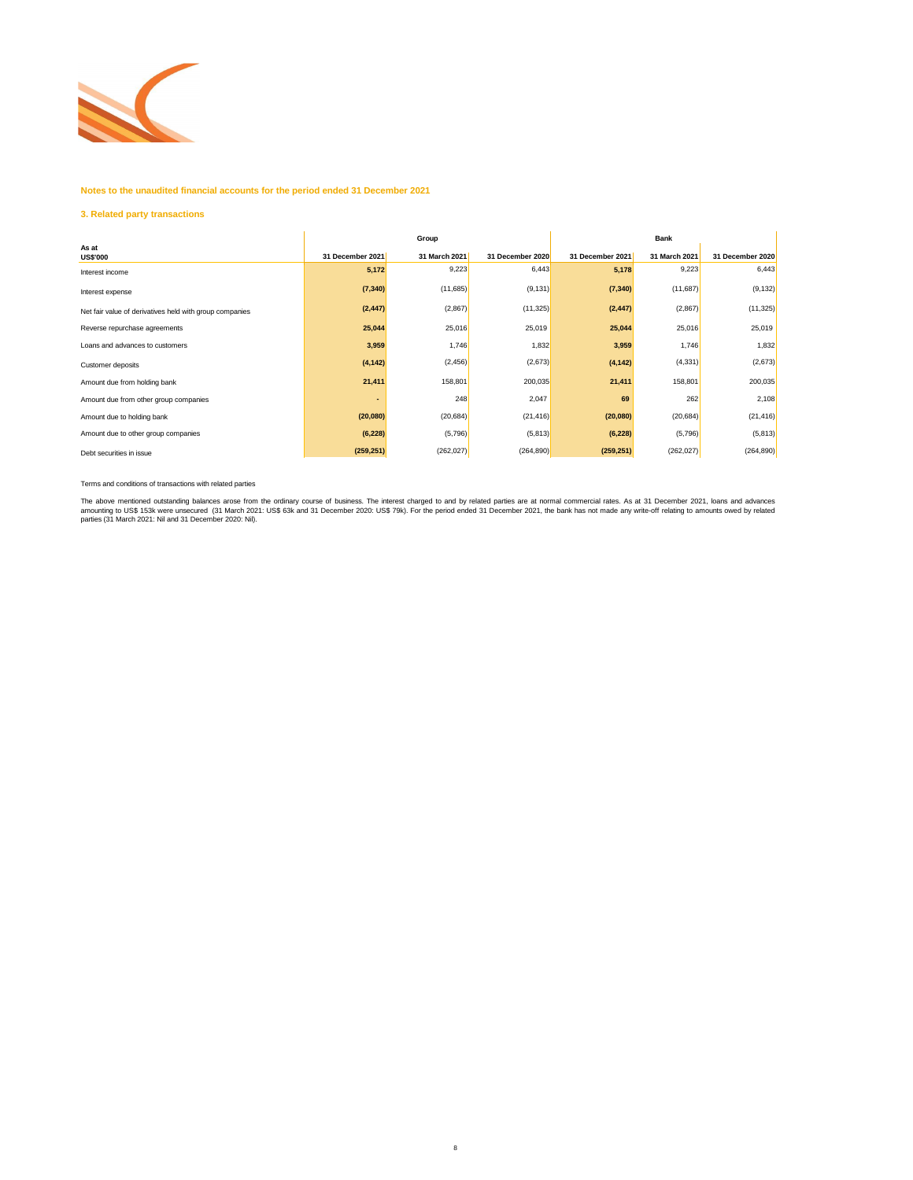## Notes to the unaudited financial accounts for the period ended 31 December 2021

### 3. Related party transactions

| As at US$'000 | Group | | | Bank | | |
|---|---|---|---|---|---|---|
| | 31 December 2021 | 31 March 2021 | 31 December 2020 | 31 December 2021 | 31 March 2021 | 31 December 2020 |
| Interest income | **5,172** | 9,223 | 6,443 | **5,178** | 9,223 | 6,443 |
| Interest expense | **(7,340)** | (11,685) | (9,131) | **(7,340)** | (11,687) | (9,132) |
| Net fair value of derivatives held with group companies | **(2,447)** | (2,867) | (11,325) | **(2,447)** | (2,867) | (11,325) |
| Reverse repurchase agreements | **25,044** | 25,016 | 25,019 | **25,044** | 25,016 | 25,019 |
| Loans and advances to customers | **3,959** | 1,746 | 1,832 | **3,959** | 1,746 | 1,832 |
| Customer deposits | **(4,142)** | (2,456) | (2,673) | **(4,142)** | (4,331) | (2,673) |
| Amount due from holding bank | **21,411** | 158,801 | 200,035 | **21,411** | 158,801 | 200,035 |
| Amount due from other group companies | **-** | 248 | 2,047 | **69** | 262 | 2,108 |
| Amount due to holding bank | **(20,080)** | (20,684) | (21,416) | **(20,080)** | (20,684) | (21,416) |
| Amount due to other group companies | **(6,228)** | (5,796) | (5,813) | **(6,228)** | (5,796) | (5,813) |
| Debt securities in issue | **(259,251)** | (262,027) | (264,890) | **(259,251)** | (262,027) | (264,890) |

Terms and conditions of transactions with related parties

The above mentioned outstanding balances arose from the ordinary course of business. The interest charged to and by related parties are at normal commercial rates. As at 31 December 2021, loans and advances amounting to US$ 153k were unsecured (31 March 2021: US$ 63k and 31 December 2020: US$ 79k). For the period ended 31 December 2021, the bank has not made any write-off relating to amounts owed by related parties (31 March 2021: Nil and 31 December 2020: Nil).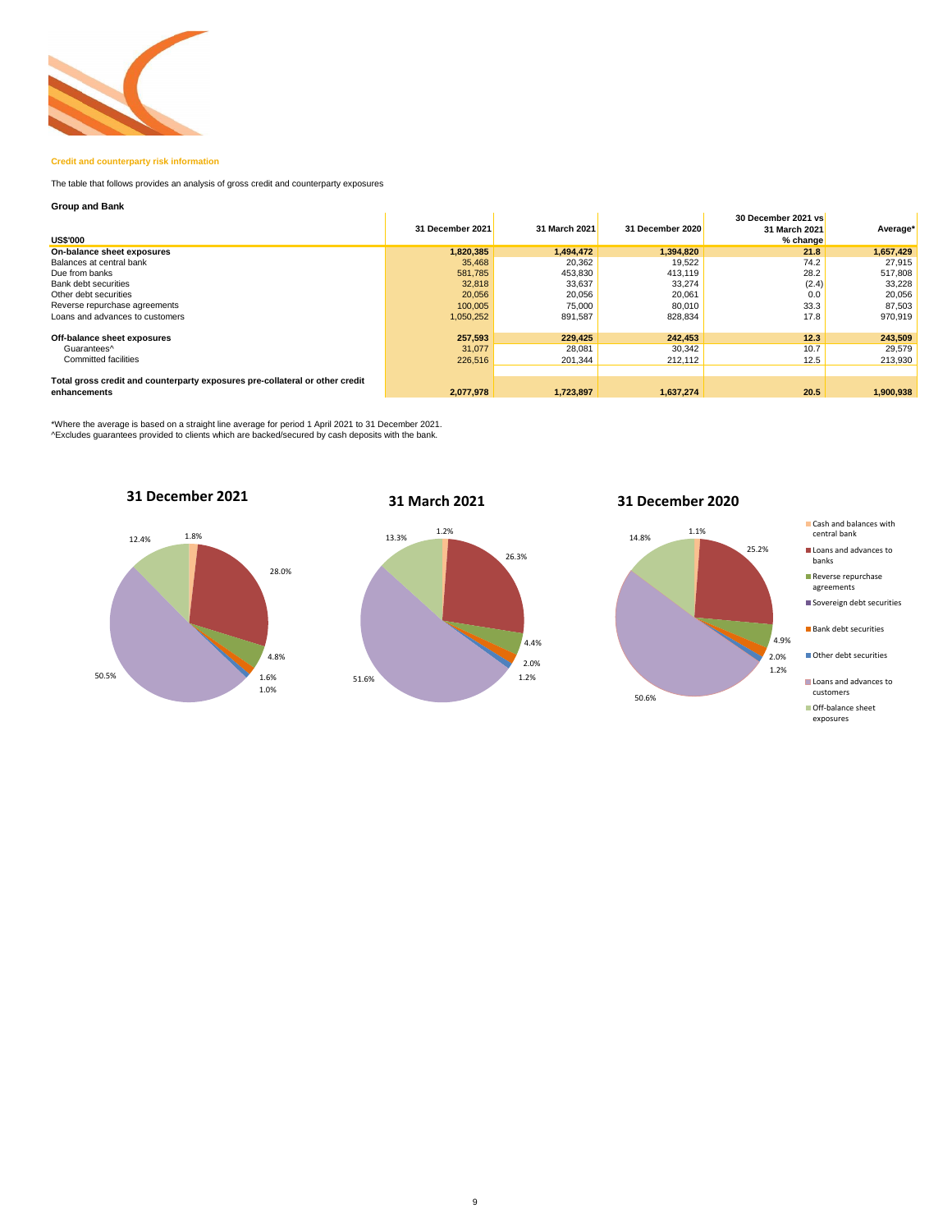**Credit and counterparty risk information**

The table that follows provides an analysis of gross credit and counterparty exposures

**Group and Bank**

| US$'000 | 31 December 2021 | 31 March 2021 | 31 December 2020 | 30 December 2021 vs 31 March 2021 % change | Average* |
|---|---|---|---|---|---|
| **On-balance sheet exposures** | **1,820,385** | **1,494,472** | **1,394,820** | **21.8** | **1,657,429** |
| Balances at central bank | 35,468 | 20,362 | 19,522 | 74.2 | 27,915 |
| Due from banks | 581,785 | 453,830 | 413,119 | 28.2 | 517,808 |
| Bank debt securities | 32,818 | 33,637 | 33,274 | (2.4) | 33,228 |
| Other debt securities | 20,056 | 20,056 | 20,061 | 0.0 | 20,056 |
| Reverse repurchase agreements | 100,005 | 75,000 | 80,010 | 33.3 | 87,503 |
| Loans and advances to customers | 1,050,252 | 891,587 | 828,834 | 17.8 | 970,919 |
| | | | | | |
| **Off-balance sheet exposures** | **257,593** | **229,425** | **242,453** | **12.3** | **243,509** |
| Guarantees^ | 31,077 | 28,081 | 30,342 | 10.7 | 29,579 |
| Committed facilities | 226,516 | 201,344 | 212,112 | 12.5 | 213,930 |
| | | | | | |
| **Total gross credit and counterparty exposures pre-collateral or other credit enhancements** | **2,077,978** | **1,723,897** | **1,637,274** | **20.5** | **1,900,938** |

*Where the average is based on a straight line average for period 1 April 2021 to 31 December 2021.
^Excludes guarantees provided to clients which are backed/secured by cash deposits with the bank.

**31 December 2021**

12.4%, 1.8%, 28.0%, 4.8%, 1.6%, 1.0%, 50.5%

**31 March 2021**

13.3%, 1.2%, 26.3%, 4.4%, 2.0%, 1.2%, 51.6%

**31 December 2020**

14.8%, 1.1%, 25.2%, 4.9%, 2.0%, 1.2%, 50.6%

- Cash and balances with central bank
- Loans and advances to banks
- Reverse repurchase agreements
- Sovereign debt securities
- Bank debt securities
- Other debt securities
- Loans and advances to customers
- Off-balance sheet exposures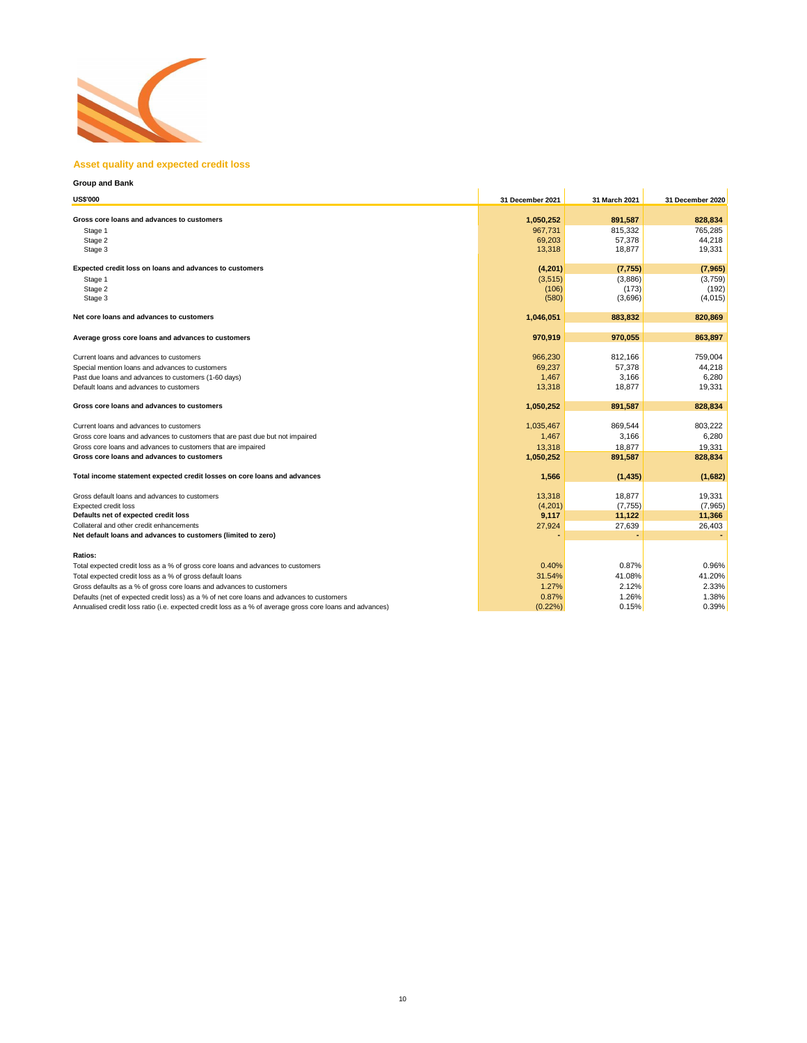## Asset quality and expected credit loss

**Group and Bank**

| US$'000 | 31 December 2021 | 31 March 2021 | 31 December 2020 |
|---|---|---|---|
| **Gross core loans and advances to customers** | **1,050,252** | **891,587** | **828,834** |
| Stage 1 | 967,731 | 815,332 | 765,285 |
| Stage 2 | 69,203 | 57,378 | 44,218 |
| Stage 3 | 13,318 | 18,877 | 19,331 |
| | | | |
| **Expected credit loss on loans and advances to customers** | **(4,201)** | **(7,755)** | **(7,965)** |
| Stage 1 | (3,515) | (3,886) | (3,759) |
| Stage 2 | (106) | (173) | (192) |
| Stage 3 | (580) | (3,696) | (4,015) |
| | | | |
| **Net core loans and advances to customers** | **1,046,051** | **883,832** | **820,869** |
| | | | |
| **Average gross core loans and advances to customers** | **970,919** | **970,055** | **863,897** |
| | | | |
| Current loans and advances to customers | 966,230 | 812,166 | 759,004 |
| Special mention loans and advances to customers | 69,237 | 57,378 | 44,218 |
| Past due loans and advances to customers (1-60 days) | 1,467 | 3,166 | 6,280 |
| Default loans and advances to customers | 13,318 | 18,877 | 19,331 |
| | | | |
| **Gross core loans and advances to customers** | **1,050,252** | **891,587** | **828,834** |
| | | | |
| Current loans and advances to customers | 1,035,467 | 869,544 | 803,222 |
| Gross core loans and advances to customers that are past due but not impaired | 1,467 | 3,166 | 6,280 |
| Gross core loans and advances to customers that are impaired | 13,318 | 18,877 | 19,331 |
| **Gross core loans and advances to customers** | **1,050,252** | **891,587** | **828,834** |
| | | | |
| **Total income statement expected credit losses on core loans and advances** | **1,566** | **(1,435)** | **(1,682)** |
| | | | |
| Gross default loans and advances to customers | 13,318 | 18,877 | 19,331 |
| Expected credit loss | (4,201) | (7,755) | (7,965) |
| **Defaults net of expected credit loss** | **9,117** | **11,122** | **11,366** |
| Collateral and other credit enhancements | 27,924 | 27,639 | 26,403 |
| **Net default loans and advances to customers (limited to zero)** | **-** | **-** | **-** |
| | | | |
| **Ratios:** | | | |
| Total expected credit loss as a % of gross core loans and advances to customers | 0.40% | 0.87% | 0.96% |
| Total expected credit loss as a % of gross default loans | 31.54% | 41.08% | 41.20% |
| Gross defaults as a % of gross core loans and advances to customers | 1.27% | 2.12% | 2.33% |
| Defaults (net of expected credit loss) as a % of net core loans and advances to customers | 0.87% | 1.26% | 1.38% |
| Annualised credit loss ratio (i.e. expected credit loss as a % of average gross core loans and advances) | (0.22%) | 0.15% | 0.39% |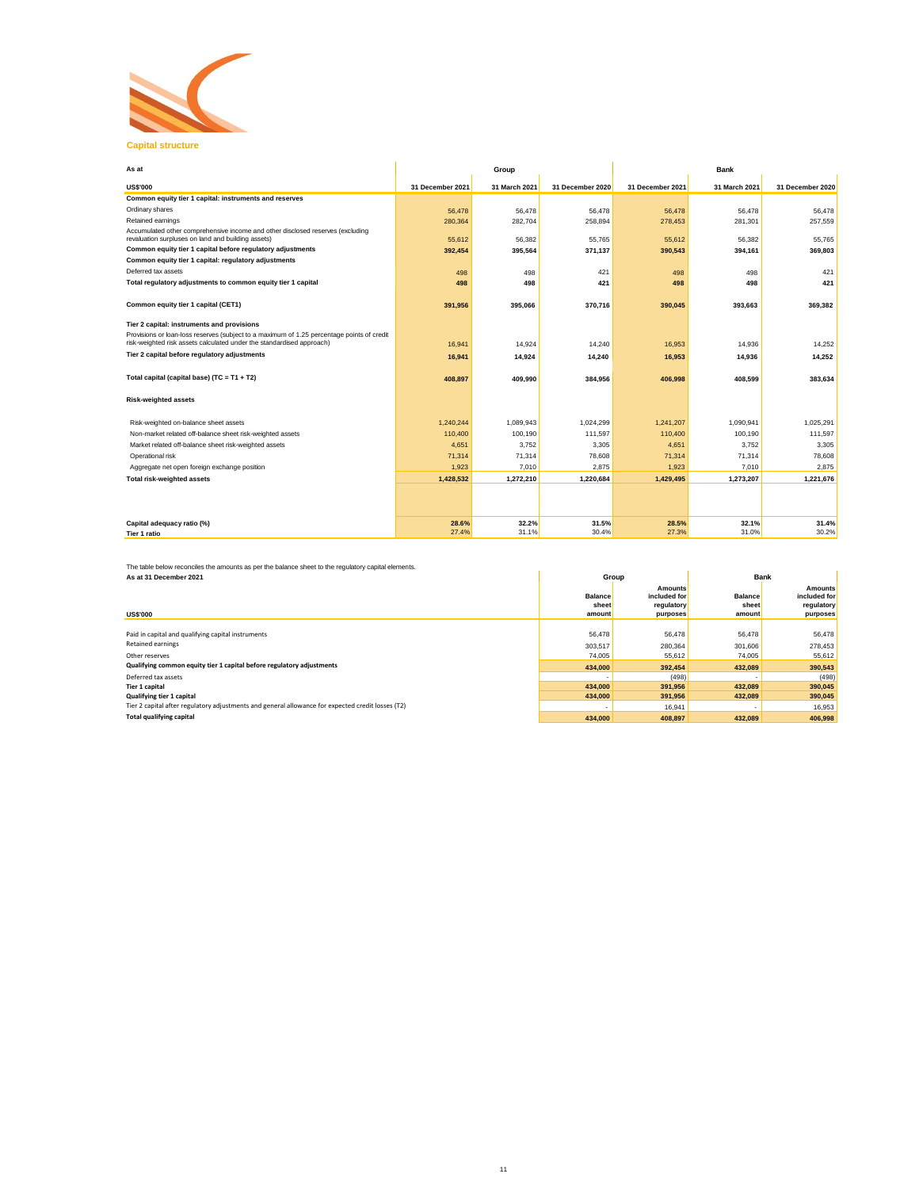## Capital structure

| As at | Group | | | Bank | | |
|---|---|---|---|---|---|---|
| **US$'000** | **31 December 2021** | **31 March 2021** | **31 December 2020** | **31 December 2021** | **31 March 2021** | **31 December 2020** |
| **Common equity tier 1 capital: instruments and reserves** | | | | | | |
| Ordinary shares | 56,478 | 56,478 | 56,478 | 56,478 | 56,478 | 56,478 |
| Retained earnings | 280,364 | 282,704 | 258,894 | 278,453 | 281,301 | 257,559 |
| Accumulated other comprehensive income and other disclosed reserves (excluding revaluation surpluses on land and building assets) | 55,612 | 56,382 | 55,765 | 55,612 | 56,382 | 55,765 |
| **Common equity tier 1 capital before regulatory adjustments** | **392,454** | **395,564** | **371,137** | **390,543** | **394,161** | **369,803** |
| **Common equity tier 1 capital: regulatory adjustments** | | | | | | |
| Deferred tax assets | 498 | 498 | 421 | 498 | 498 | 421 |
| **Total regulatory adjustments to common equity tier 1 capital** | **498** | **498** | **421** | **498** | **498** | **421** |
| **Common equity tier 1 capital (CET1)** | **391,956** | **395,066** | **370,716** | **390,045** | **393,663** | **369,382** |
| **Tier 2 capital: instruments and provisions** | | | | | | |
| Provisions or loan-loss reserves (subject to a maximum of 1.25 percentage points of credit risk-weighted risk assets calculated under the standardised approach) | 16,941 | 14,924 | 14,240 | 16,953 | 14,936 | 14,252 |
| **Tier 2 capital before regulatory adjustments** | **16,941** | **14,924** | **14,240** | **16,953** | **14,936** | **14,252** |
| **Total capital (capital base) (TC = T1 + T2)** | **408,897** | **409,990** | **384,956** | **406,998** | **408,599** | **383,634** |
| **Risk-weighted assets** | | | | | | |
| Risk-weighted on-balance sheet assets | 1,240,244 | 1,089,943 | 1,024,299 | 1,241,207 | 1,090,941 | 1,025,291 |
| Non-market related off-balance sheet risk-weighted assets | 110,400 | 100,190 | 111,597 | 110,400 | 100,190 | 111,597 |
| Market related off-balance sheet risk-weighted assets | 4,651 | 3,752 | 3,305 | 4,651 | 3,752 | 3,305 |
| Operational risk | 71,314 | 71,314 | 78,608 | 71,314 | 71,314 | 78,608 |
| Aggregate net open foreign exchange position | 1,923 | 7,010 | 2,875 | 1,923 | 7,010 | 2,875 |
| **Total risk-weighted assets** | **1,428,532** | **1,272,210** | **1,220,684** | **1,429,495** | **1,273,207** | **1,221,676** |
| **Capital adequacy ratio (%)** | **28.6%** | **32.2%** | **31.5%** | **28.5%** | **32.1%** | **31.4%** |
| **Tier 1 ratio** | 27.4% | 31.1% | 30.4% | 27.3% | 31.0% | 30.2% |

The table below reconciles the amounts as per the balance sheet to the regulatory capital elements.

| As at 31 December 2021 | Group | | Bank | |
|---|---|---|---|---|
| **US$'000** | **Balance sheet amount** | **Amounts included for regulatory purposes** | **Balance sheet amount** | **Amounts included for regulatory purposes** |
| Paid in capital and qualifying capital instruments | 56,478 | 56,478 | 56,478 | 56,478 |
| Retained earnings | 303,517 | 280,364 | 301,606 | 278,453 |
| Other reserves | 74,005 | 55,612 | 74,005 | 55,612 |
| **Qualifying common equity tier 1 capital before regulatory adjustments** | **434,000** | **392,454** | **432,089** | **390,543** |
| Deferred tax assets | - | (498) | - | (498) |
| **Tier 1 capital** | **434,000** | **391,956** | **432,089** | **390,045** |
| **Qualifying tier 1 capital** | **434,000** | **391,956** | **432,089** | **390,045** |
| Tier 2 capital after regulatory adjustments and general allowance for expected credit losses (T2) | - | 16,941 | - | 16,953 |
| **Total qualifying capital** | **434,000** | **408,897** | **432,089** | **406,998** |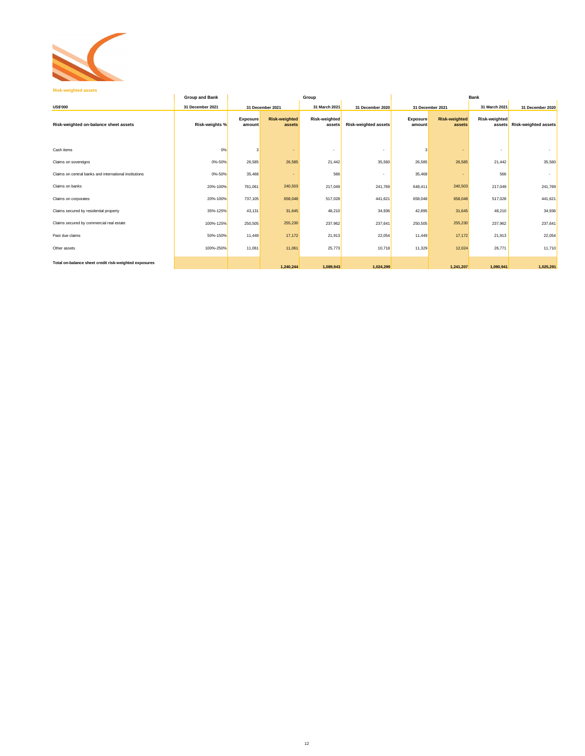## Risk-weighted assets

| US$'000 | Group and Bank | Group | | | | Bank | | | |
|---|---|---|---|---|---|---|---|---|---|
| | 31 December 2021 | 31 December 2021 | | 31 March 2021 | 31 December 2020 | 31 December 2021 | | 31 March 2021 | 31 December 2020 |
| **Risk-weighted on-balance sheet assets** | **Risk-weights %** | **Exposure amount** | **Risk-weighted assets** | **Risk-weighted assets** | **Risk-weighted assets** | **Exposure amount** | **Risk-weighted assets** | **Risk-weighted assets** | **Risk-weighted assets** |
| Cash items | 0% | 3 | - | - | - | 3 | - | - | - |
| Claims on sovereigns | 0%-50% | 26,585 | 26,585 | 21,442 | 35,560 | 26,585 | 26,585 | 21,442 | 35,560 |
| Claims on central banks and international institutions | 0%-50% | 35,468 | - | 566 | - | 35,468 | - | 566 | - |
| Claims on banks | 20%-100% | 761,061 | 240,503 | 217,049 | 241,769 | 648,411 | 240,503 | 217,049 | 241,769 |
| Claims on corporates | 20%-100% | 737,105 | 658,048 | 517,028 | 441,621 | 658,048 | 658,048 | 517,028 | 441,621 |
| Claims secured by residential property | 35%-125% | 43,131 | 31,645 | 48,210 | 34,936 | 42,895 | 31,645 | 48,210 | 34,936 |
| Claims secured by commercial real estate | 100%-125% | 250,505 | 255,230 | 237,962 | 237,641 | 250,505 | 255,230 | 237,962 | 237,641 |
| Past due claims | 50%-150% | 11,449 | 17,172 | 21,913 | 22,054 | 11,449 | 17,172 | 21,913 | 22,054 |
| Other assets | 100%-250% | 11,061 | 11,061 | 25,773 | 10,718 | 11,329 | 12,024 | 26,771 | 11,710 |
| **Total on-balance sheet credit risk-weighted exposures** | | | **1,240,244** | **1,089,943** | **1,024,299** | | **1,241,207** | **1,090,941** | **1,025,291** |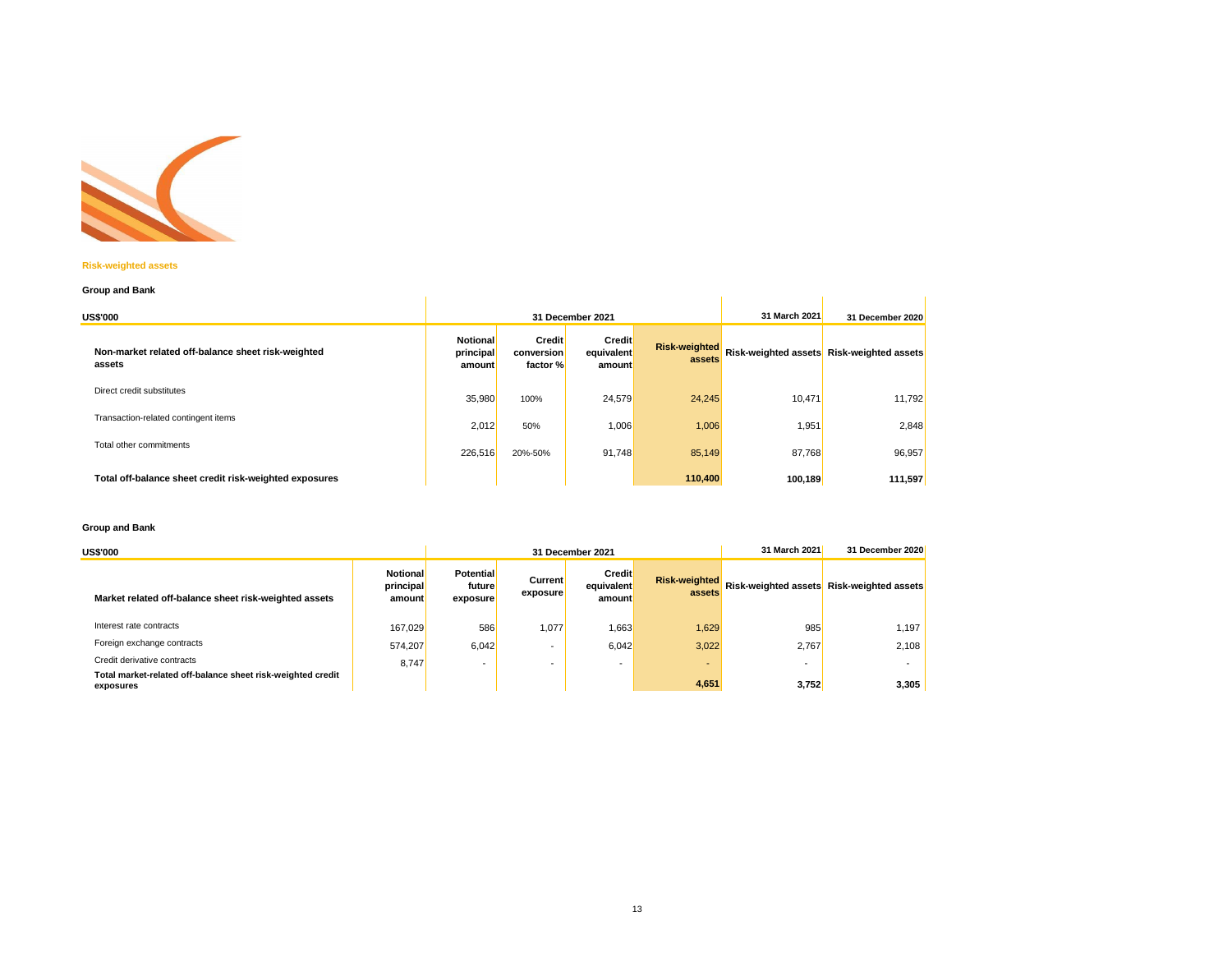### Risk-weighted assets

**Group and Bank**

| US$'000 | 31 December 2021 | | | | 31 March 2021 | 31 December 2020 |
|---|---|---|---|---|---|---|
| **Non-market related off-balance sheet risk-weighted assets** | **Notional principal amount** | **Credit conversion factor %** | **Credit equivalent amount** | **Risk-weighted assets** | **Risk-weighted assets** | **Risk-weighted assets** |
| Direct credit substitutes | 35,980 | 100% | 24,579 | 24,245 | 10,471 | 11,792 |
| Transaction-related contingent items | 2,012 | 50% | 1,006 | 1,006 | 1,951 | 2,848 |
| Total other commitments | 226,516 | 20%-50% | 91,748 | 85,149 | 87,768 | 96,957 |
| **Total off-balance sheet credit risk-weighted exposures** | | | | **110,400** | **100,189** | **111,597** |

**Group and Bank**

| US$'000 | 31 December 2021 | | | | | 31 March 2021 | 31 December 2020 |
|---|---|---|---|---|---|---|---|
| **Market related off-balance sheet risk-weighted assets** | **Notional principal amount** | **Potential future exposure** | **Current exposure** | **Credit equivalent amount** | **Risk-weighted assets** | **Risk-weighted assets** | **Risk-weighted assets** |
| Interest rate contracts | 167,029 | 586 | 1,077 | 1,663 | 1,629 | 985 | 1,197 |
| Foreign exchange contracts | 574,207 | 6,042 | - | 6,042 | 3,022 | 2,767 | 2,108 |
| Credit derivative contracts | 8,747 | - | - | - | - | - | - |
| **Total market-related off-balance sheet risk-weighted credit exposures** | | | | | **4,651** | **3,752** | **3,305** |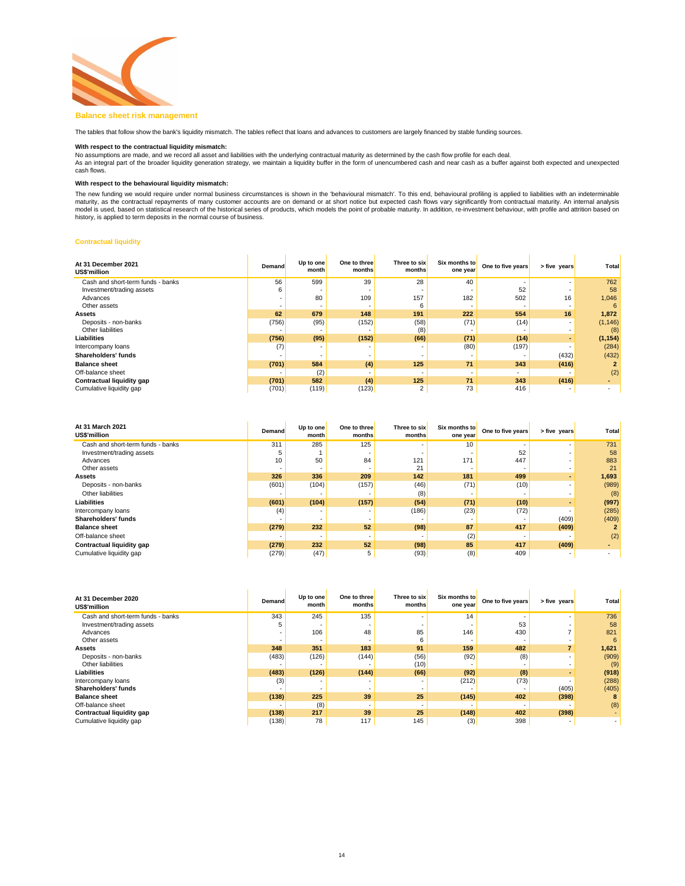## Balance sheet risk management

The tables that follow show the bank's liquidity mismatch. The tables reflect that loans and advances to customers are largely financed by stable funding sources.

**With respect to the contractual liquidity mismatch:**

No assumptions are made, and we record all asset and liabilities with the underlying contractual maturity as determined by the cash flow profile for each deal.

As an integral part of the broader liquidity generation strategy, we maintain a liquidity buffer in the form of unencumbered cash and near cash as a buffer against both expected and unexpected cash flows.

**With respect to the behavioural liquidity mismatch:**

The new funding we would require under normal business circumstances is shown in the 'behavioural mismatch'. To this end, behavioural profiling is applied to liabilities with an indeterminable maturity, as the contractual repayments of many customer accounts are on demand or at short notice but expected cash flows vary significantly from contractual maturity. An internal analysis model is used, based on statistical research of the historical series of products, which models the point of probable maturity. In addition, re-investment behaviour, with profile and attrition based on history, is applied to term deposits in the normal course of business.

### Contractual liquidity

| At 31 December 2021 US$'million | Demand | Up to one month | One to three months | Three to six months | Six months to one year | One to five years | > five years | Total |
|---|---|---|---|---|---|---|---|---|
| Cash and short-term funds - banks | 56 | 599 | 39 | 28 | 40 | - | - | 762 |
| Investment/trading assets | 6 | - | - | - | - | 52 | - | 58 |
| Advances | - | 80 | 109 | 157 | 182 | 502 | 16 | 1,046 |
| Other assets | - | - | - | 6 | - | - | - | 6 |
| **Assets** | **62** | **679** | **148** | **191** | **222** | **554** | **16** | **1,872** |
| Deposits - non-banks | (756) | (95) | (152) | (58) | (71) | (14) | - | (1,146) |
| Other liabilities | - | - | - | (8) | - | - | - | (8) |
| **Liabilities** | **(756)** | **(95)** | **(152)** | **(66)** | **(71)** | **(14)** | **-** | **(1,154)** |
| Intercompany loans | (7) | - | - | - | (80) | (197) | - | (284) |
| **Shareholders' funds** | - | - | - | - | - | - | (432) | (432) |
| **Balance sheet** | **(701)** | **584** | **(4)** | **125** | **71** | **343** | **(416)** | **2** |
| Off-balance sheet | - | (2) | - | - | - | - | - | (2) |
| **Contractual liquidity gap** | **(701)** | **582** | **(4)** | **125** | **71** | **343** | **(416)** | **-** |
| Cumulative liquidity gap | (701) | (119) | (123) | 2 | 73 | 416 | - | - |

| At 31 March 2021 US$'million | Demand | Up to one month | One to three months | Three to six months | Six months to one year | One to five years | > five years | Total |
|---|---|---|---|---|---|---|---|---|
| Cash and short-term funds - banks | 311 | 285 | 125 | - | 10 | - | - | 731 |
| Investment/trading assets | 5 | 1 | - | - | - | 52 | - | 58 |
| Advances | 10 | 50 | 84 | 121 | 171 | 447 | - | 883 |
| Other assets | - | - | - | 21 | - | - | - | 21 |
| **Assets** | **326** | **336** | **209** | **142** | **181** | **499** | **-** | **1,693** |
| Deposits - non-banks | (601) | (104) | (157) | (46) | (71) | (10) | - | (989) |
| Other liabilities | - | - | - | (8) | - | - | - | (8) |
| **Liabilities** | **(601)** | **(104)** | **(157)** | **(54)** | **(71)** | **(10)** | **-** | **(997)** |
| Intercompany loans | (4) | - | - | (186) | (23) | (72) | - | (285) |
| **Shareholders' funds** | - | - | - | - | - | - | (409) | (409) |
| **Balance sheet** | **(279)** | **232** | **52** | **(98)** | **87** | **417** | **(409)** | **2** |
| Off-balance sheet | - | - | - | - | (2) | - | - | (2) |
| **Contractual liquidity gap** | **(279)** | **232** | **52** | **(98)** | **85** | **417** | **(409)** | **-** |
| Cumulative liquidity gap | (279) | (47) | 5 | (93) | (8) | 409 | - | - |

| At 31 December 2020 US$'million | Demand | Up to one month | One to three months | Three to six months | Six months to one year | One to five years | > five years | Total |
|---|---|---|---|---|---|---|---|---|
| Cash and short-term funds - banks | 343 | 245 | 135 | - | 14 | - | - | 736 |
| Investment/trading assets | 5 | - | - | - | - | 53 | - | 58 |
| Advances | - | 106 | 48 | 85 | 146 | 430 | 7 | 821 |
| Other assets | - | - | - | 6 | - | - | - | 6 |
| **Assets** | **348** | **351** | **183** | **91** | **159** | **482** | **7** | **1,621** |
| Deposits - non-banks | (483) | (126) | (144) | (56) | (92) | (8) | - | (909) |
| Other liabilities | - | - | - | (10) | - | - | - | (9) |
| **Liabilities** | **(483)** | **(126)** | **(144)** | **(66)** | **(92)** | **(8)** | **-** | **(918)** |
| Intercompany loans | (3) | - | - | - | (212) | (73) | - | (288) |
| **Shareholders' funds** | - | - | - | - | - | - | (405) | (405) |
| **Balance sheet** | **(138)** | **225** | **39** | **25** | **(145)** | **402** | **(398)** | **8** |
| Off-balance sheet | - | (8) | - | - | - | - | - | (8) |
| **Contractual liquidity gap** | **(138)** | **217** | **39** | **25** | **(148)** | **402** | **(398)** | **-** |
| Cumulative liquidity gap | (138) | 78 | 117 | 145 | (3) | 398 | - | - |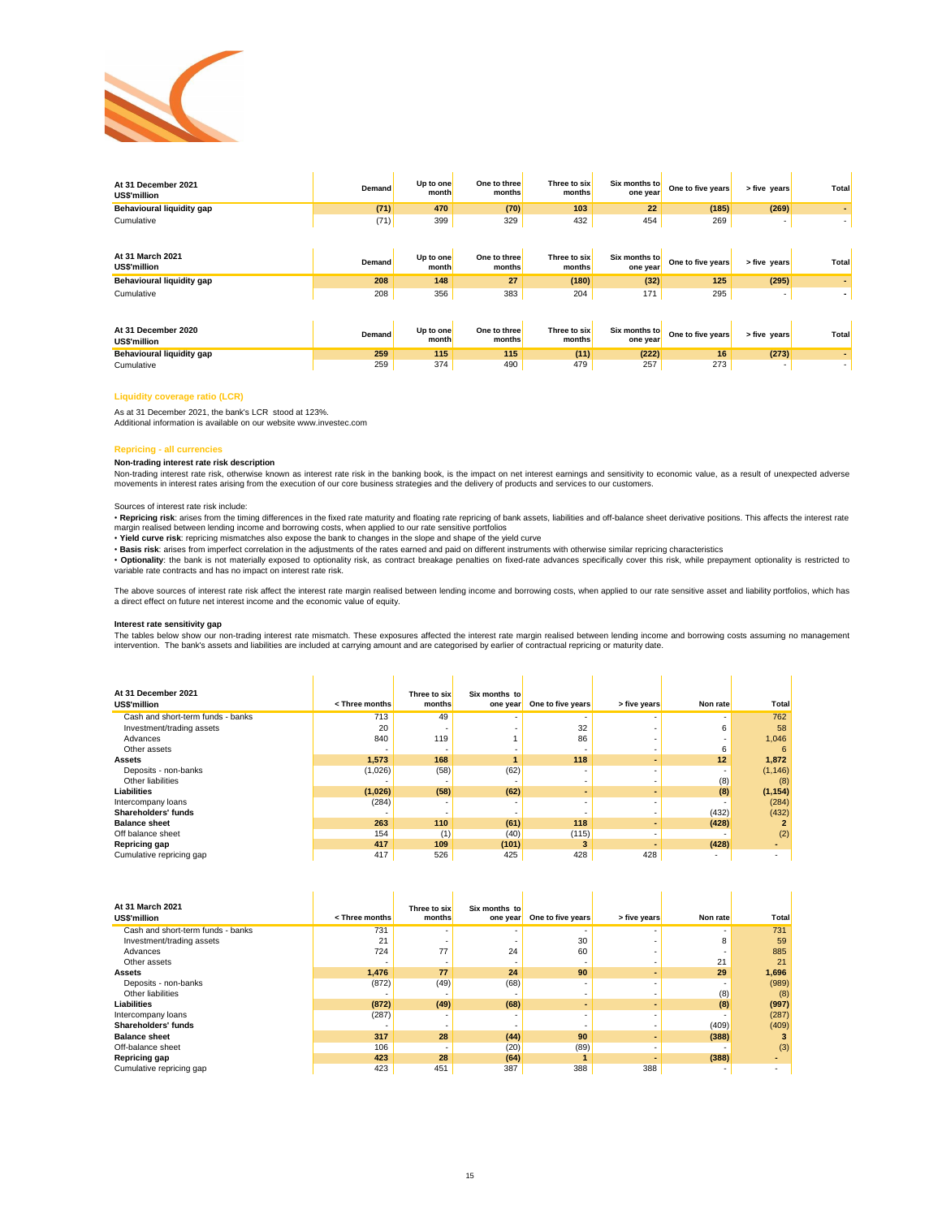| At 31 December 2021<br>US$'million | Demand | Up to one month | One to three months | Three to six months | Six months to one year | One to five years | > five years | Total |
|---|---|---|---|---|---|---|---|---|
| **Behavioural liquidity gap** | **(71)** | **470** | **(70)** | **103** | **22** | **(185)** | **(269)** | **-** |
| Cumulative | (71) | 399 | 329 | 432 | 454 | 269 | - | - |

| At 31 March 2021<br>US$'million | Demand | Up to one month | One to three months | Three to six months | Six months to one year | One to five years | > five years | Total |
|---|---|---|---|---|---|---|---|---|
| **Behavioural liquidity gap** | **208** | **148** | **27** | **(180)** | **(32)** | **125** | **(295)** | **-** |
| Cumulative | 208 | 356 | 383 | 204 | 171 | 295 | - | - |

| At 31 December 2020<br>US$'million | Demand | Up to one month | One to three months | Three to six months | Six months to one year | One to five years | > five years | Total |
|---|---|---|---|---|---|---|---|---|
| **Behavioural liquidity gap** | **259** | **115** | **115** | **(11)** | **(222)** | **16** | **(273)** | **-** |
| Cumulative | 259 | 374 | 490 | 479 | 257 | 273 | - | - |

## Liquidity coverage ratio (LCR)

As at 31 December 2021, the bank's LCR stood at 123%.
Additional information is available on our website www.investec.com

## Repricing - all currencies

**Non-trading interest rate risk description**

Non-trading interest rate risk, otherwise known as interest rate risk in the banking book, is the impact on net interest earnings and sensitivity to economic value, as a result of unexpected adverse movements in interest rates arising from the execution of our core business strategies and the delivery of products and services to our customers.

Sources of interest rate risk include:

- **Repricing risk**: arises from the timing differences in the fixed rate maturity and floating rate repricing of bank assets, liabilities and off-balance sheet derivative positions. This affects the interest rate margin realised between lending income and borrowing costs, when applied to our rate sensitive portfolios
- **Yield curve risk**: repricing mismatches also expose the bank to changes in the slope and shape of the yield curve
- **Basis risk**: arises from imperfect correlation in the adjustments of the rates earned and paid on different instruments with otherwise similar repricing characteristics
- **Optionality**: the bank is not materially exposed to optionality risk, as contract breakage penalties on fixed-rate advances specifically cover this risk, while prepayment optionality is restricted to variable rate contracts and has no impact on interest rate risk.

The above sources of interest rate risk affect the interest rate margin realised between lending income and borrowing costs, when applied to our rate sensitive asset and liability portfolios, which has a direct effect on future net interest income and the economic value of equity.

**Interest rate sensitivity gap**

The tables below show our non-trading interest rate mismatch. These exposures affected the interest rate margin realised between lending income and borrowing costs assuming no management intervention. The bank's assets and liabilities are included at carrying amount and are categorised by earlier of contractual repricing or maturity date.

| At 31 December 2021<br>US$'million | < Three months | Three to six months | Six months to one year | One to five years | > five years | Non rate | Total |
|---|---|---|---|---|---|---|---|
| Cash and short-term funds - banks | 713 | 49 | - | - | - | - | 762 |
| Investment/trading assets | 20 | - | - | 32 | - | 6 | 58 |
| Advances | 840 | 119 | 1 | 86 | - | - | 1,046 |
| Other assets | - | - | - | - | - | 6 | 6 |
| **Assets** | **1,573** | **168** | **1** | **118** | **-** | **12** | **1,872** |
| Deposits - non-banks | (1,026) | (58) | (62) | - | - | - | (1,146) |
| Other liabilities | - | - | - | - | - | (8) | (8) |
| **Liabilities** | **(1,026)** | **(58)** | **(62)** | **-** | **-** | **(8)** | **(1,154)** |
| Intercompany loans | (284) | - | - | - | - | - | (284) |
| **Shareholders' funds** | - | - | - | - | - | (432) | (432) |
| **Balance sheet** | **263** | **110** | **(61)** | **118** | **-** | **(428)** | **2** |
| Off balance sheet | 154 | (1) | (40) | (115) | - | - | (2) |
| **Repricing gap** | **417** | **109** | **(101)** | **3** | **-** | **(428)** | **-** |
| Cumulative repricing gap | 417 | 526 | 425 | 428 | 428 | - | - |

| At 31 March 2021<br>US$'million | < Three months | Three to six months | Six months to one year | One to five years | > five years | Non rate | Total |
|---|---|---|---|---|---|---|---|
| Cash and short-term funds - banks | 731 | - | - | - | - | - | 731 |
| Investment/trading assets | 21 | - | - | 30 | - | 8 | 59 |
| Advances | 724 | 77 | 24 | 60 | - | - | 885 |
| Other assets | - | - | - | - | - | 21 | 21 |
| **Assets** | **1,476** | **77** | **24** | **90** | **-** | **29** | **1,696** |
| Deposits - non-banks | (872) | (49) | (68) | - | - | - | (989) |
| Other liabilities | - | - | - | - | - | (8) | (8) |
| **Liabilities** | **(872)** | **(49)** | **(68)** | **-** | **-** | **(8)** | **(997)** |
| Intercompany loans | (287) | - | - | - | - | - | (287) |
| **Shareholders' funds** | - | - | - | - | - | (409) | (409) |
| **Balance sheet** | **317** | **28** | **(44)** | **90** | **-** | **(388)** | **3** |
| Off-balance sheet | 106 | - | (20) | (89) | - | - | (3) |
| **Repricing gap** | **423** | **28** | **(64)** | **1** | **-** | **(388)** | **-** |
| Cumulative repricing gap | 423 | 451 | 387 | 388 | 388 | - | - |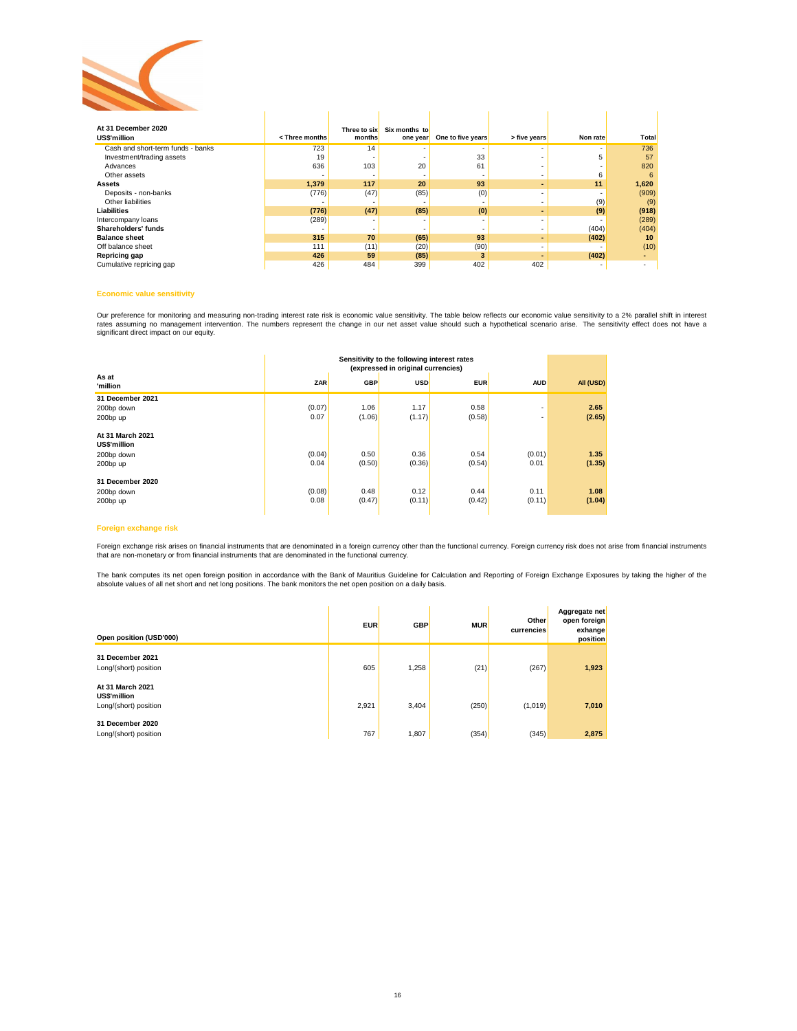| At 31 December 2020<br>US$'million | < Three months | Three to six months | Six months to one year | One to five years | > five years | Non rate | Total |
|---|---|---|---|---|---|---|---|
| Cash and short-term funds - banks | 723 | 14 | - | - | - | - | 736 |
| Investment/trading assets | 19 | - | - | 33 | - | 5 | 57 |
| Advances | 636 | 103 | 20 | 61 | - | - | 820 |
| Other assets | - | - | - | - | - | 6 | 6 |
| **Assets** | **1,379** | **117** | **20** | **93** | **-** | **11** | **1,620** |
| Deposits - non-banks | (776) | (47) | (85) | (0) | - | - | (909) |
| Other liabilities | - | - | - | - | - | (9) | (9) |
| **Liabilities** | **(776)** | **(47)** | **(85)** | **(0)** | **-** | **(9)** | **(918)** |
| Intercompany loans | (289) | - | - | - | - | - | (289) |
| **Shareholders' funds** | - | - | - | - | - | (404) | (404) |
| **Balance sheet** | **315** | **70** | **(65)** | **93** | **-** | **(402)** | **10** |
| Off balance sheet | 111 | (11) | (20) | (90) | - | - | (10) |
| **Repricing gap** | **426** | **59** | **(85)** | **3** | **-** | **(402)** | **-** |
| Cumulative repricing gap | 426 | 484 | 399 | 402 | 402 | - | - |

## Economic value sensitivity

Our preference for monitoring and measuring non-trading interest rate risk is economic value sensitivity. The table below reflects our economic value sensitivity to a 2% parallel shift in interest rates assuming no management intervention. The numbers represent the change in our net asset value should such a hypothetical scenario arise. The sensitivity effect does not have a significant direct impact on our equity.

| | Sensitivity to the following interest rates (expressed in original currencies) | | | | | |
|---|---|---|---|---|---|---|
| **As at 'million** | **ZAR** | **GBP** | **USD** | **EUR** | **AUD** | **All (USD)** |
| **31 December 2021** | | | | | | |
| 200bp down | (0.07) | 1.06 | 1.17 | 0.58 | - | **2.65** |
| 200bp up | 0.07 | (1.06) | (1.17) | (0.58) | - | **(2.65)** |
| **At 31 March 2021 US$'million** | | | | | | |
| 200bp down | (0.04) | 0.50 | 0.36 | 0.54 | (0.01) | **1.35** |
| 200bp up | 0.04 | (0.50) | (0.36) | (0.54) | 0.01 | **(1.35)** |
| **31 December 2020** | | | | | | |
| 200bp down | (0.08) | 0.48 | 0.12 | 0.44 | 0.11 | **1.08** |
| 200bp up | 0.08 | (0.47) | (0.11) | (0.42) | (0.11) | **(1.04)** |

## Foreign exchange risk

Foreign exchange risk arises on financial instruments that are denominated in a foreign currency other than the functional currency. Foreign currency risk does not arise from financial instruments that are non-monetary or from financial instruments that are denominated in the functional currency.

The bank computes its net open foreign position in accordance with the Bank of Mauritius Guideline for Calculation and Reporting of Foreign Exchange Exposures by taking the higher of the absolute values of all net short and net long positions. The bank monitors the net open position on a daily basis.

| Open position (USD'000) | EUR | GBP | MUR | Other currencies | Aggregate net open foreign exhange position |
|---|---|---|---|---|---|
| **31 December 2021** | | | | | |
| Long/(short) position | 605 | 1,258 | (21) | (267) | **1,923** |
| **At 31 March 2021 US$'million** | | | | | |
| Long/(short) position | 2,921 | 3,404 | (250) | (1,019) | **7,010** |
| **31 December 2020** | | | | | |
| Long/(short) position | 767 | 1,807 | (354) | (345) | **2,875** |